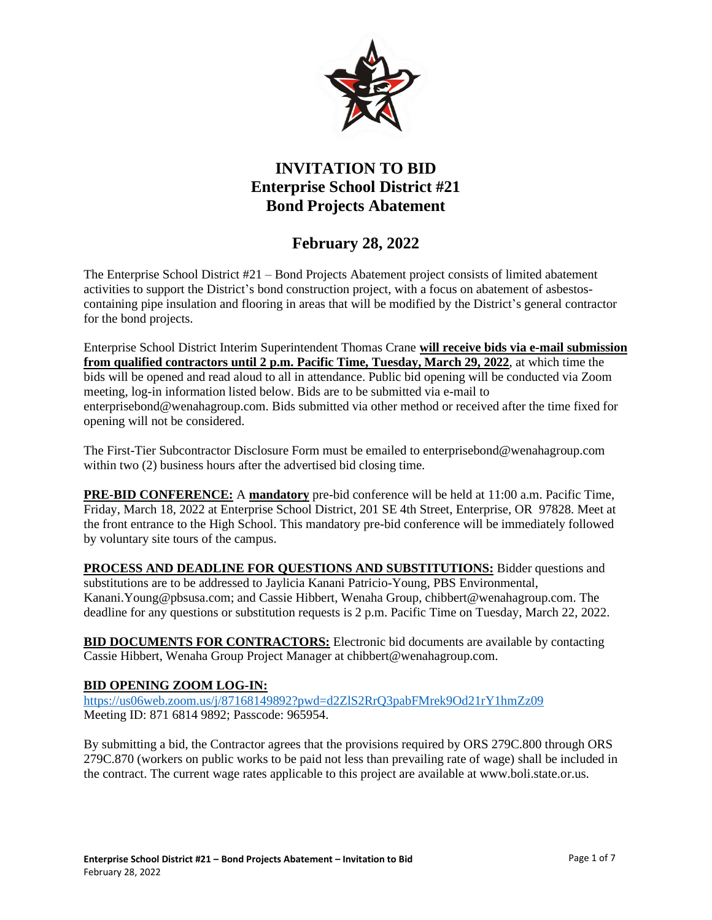# INVITATION TO BID
# Enterprise School District #21
# Bond Projects Abatement

## February 28, 2022

The Enterprise School District #21 – Bond Projects Abatement project consists of limited abatement activities to support the District's bond construction project, with a focus on abatement of asbestos-containing pipe insulation and flooring in areas that will be modified by the District's general contractor for the bond projects.

Enterprise School District Interim Superintendent Thomas Crane **will receive bids via e-mail submission from qualified contractors until 2 p.m. Pacific Time, Tuesday, March 29, 2022**, at which time the bids will be opened and read aloud to all in attendance. Public bid opening will be conducted via Zoom meeting, log-in information listed below. Bids are to be submitted via e-mail to enterprisebond@wenahagroup.com. Bids submitted via other method or received after the time fixed for opening will not be considered.

The First-Tier Subcontractor Disclosure Form must be emailed to enterprisebond@wenahagroup.com within two (2) business hours after the advertised bid closing time.

**PRE-BID CONFERENCE:** A **mandatory** pre-bid conference will be held at 11:00 a.m. Pacific Time, Friday, March 18, 2022 at Enterprise School District, 201 SE 4th Street, Enterprise, OR 97828. Meet at the front entrance to the High School. This mandatory pre-bid conference will be immediately followed by voluntary site tours of the campus.

**PROCESS AND DEADLINE FOR QUESTIONS AND SUBSTITUTIONS:** Bidder questions and substitutions are to be addressed to Jaylicia Kanani Patricio-Young, PBS Environmental, Kanani.Young@pbsusa.com; and Cassie Hibbert, Wenaha Group, chibbert@wenahagroup.com. The deadline for any questions or substitution requests is 2 p.m. Pacific Time on Tuesday, March 22, 2022.

**BID DOCUMENTS FOR CONTRACTORS:** Electronic bid documents are available by contacting Cassie Hibbert, Wenaha Group Project Manager at chibbert@wenahagroup.com.

**BID OPENING ZOOM LOG-IN:**
https://us06web.zoom.us/j/87168149892?pwd=d2ZlS2RrQ3pabFMrek9Od21rY1hmZz09
Meeting ID: 871 6814 9892; Passcode: 965954.

By submitting a bid, the Contractor agrees that the provisions required by ORS 279C.800 through ORS 279C.870 (workers on public works to be paid not less than prevailing rate of wage) shall be included in the contract. The current wage rates applicable to this project are available at www.boli.state.or.us.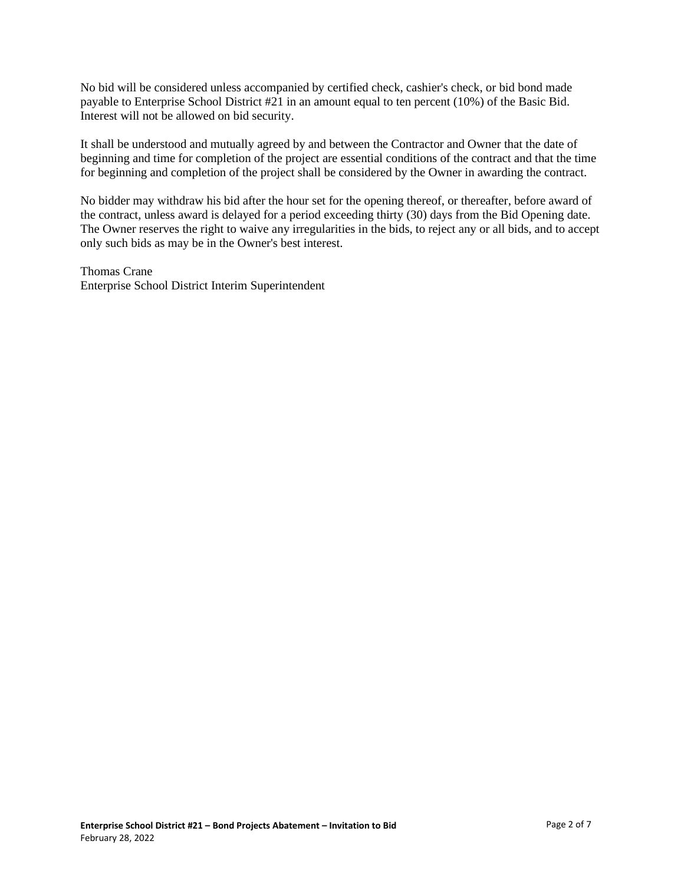No bid will be considered unless accompanied by certified check, cashier's check, or bid bond made payable to Enterprise School District #21 in an amount equal to ten percent (10%) of the Basic Bid. Interest will not be allowed on bid security.

It shall be understood and mutually agreed by and between the Contractor and Owner that the date of beginning and time for completion of the project are essential conditions of the contract and that the time for beginning and completion of the project shall be considered by the Owner in awarding the contract.

No bidder may withdraw his bid after the hour set for the opening thereof, or thereafter, before award of the contract, unless award is delayed for a period exceeding thirty (30) days from the Bid Opening date. The Owner reserves the right to waive any irregularities in the bids, to reject any or all bids, and to accept only such bids as may be in the Owner's best interest.

Thomas Crane
Enterprise School District Interim Superintendent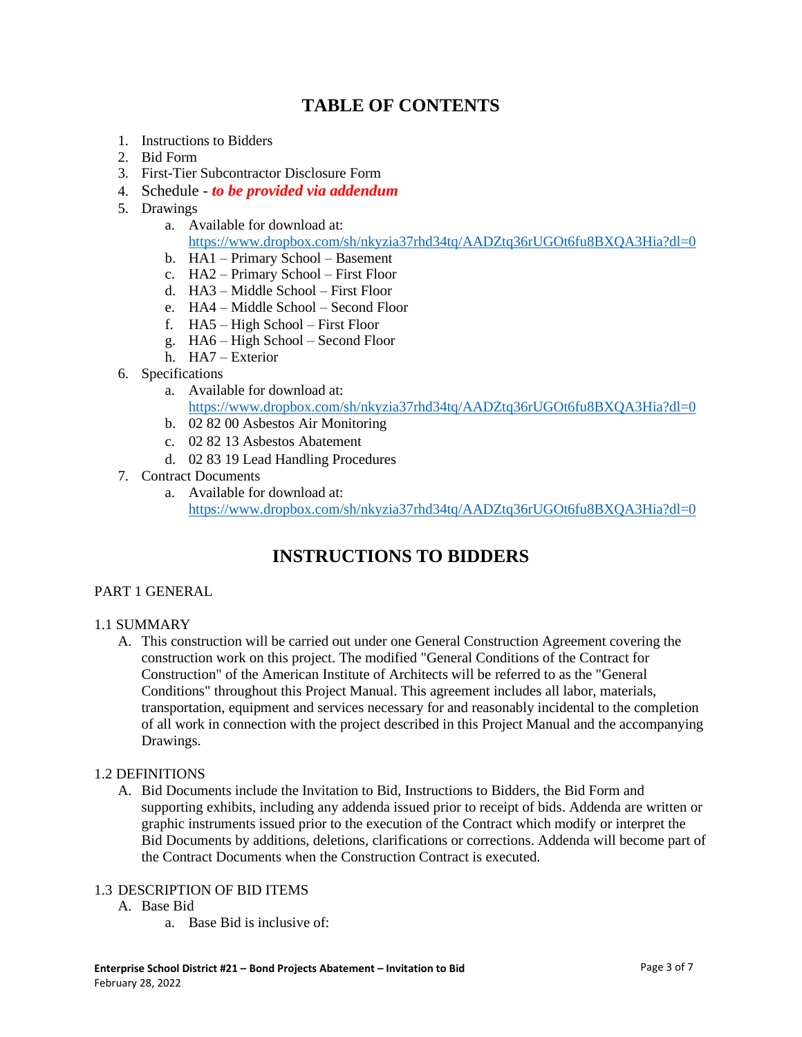# TABLE OF CONTENTS

1. Instructions to Bidders
2. Bid Form
3. First-Tier Subcontractor Disclosure Form
4. Schedule - ***to be provided via addendum***
5. Drawings
   a. Available for download at: https://www.dropbox.com/sh/nkyzia37rhd34tq/AADZtq36rUGOt6fu8BXQA3Hia?dl=0
   b. HA1 – Primary School – Basement
   c. HA2 – Primary School – First Floor
   d. HA3 – Middle School – First Floor
   e. HA4 – Middle School – Second Floor
   f. HA5 – High School – First Floor
   g. HA6 – High School – Second Floor
   h. HA7 – Exterior
6. Specifications
   a. Available for download at: https://www.dropbox.com/sh/nkyzia37rhd34tq/AADZtq36rUGOt6fu8BXQA3Hia?dl=0
   b. 02 82 00 Asbestos Air Monitoring
   c. 02 82 13 Asbestos Abatement
   d. 02 83 19 Lead Handling Procedures
7. Contract Documents
   a. Available for download at: https://www.dropbox.com/sh/nkyzia37rhd34tq/AADZtq36rUGOt6fu8BXQA3Hia?dl=0

# INSTRUCTIONS TO BIDDERS

PART 1 GENERAL

1.1 SUMMARY

A. This construction will be carried out under one General Construction Agreement covering the construction work on this project. The modified "General Conditions of the Contract for Construction" of the American Institute of Architects will be referred to as the "General Conditions" throughout this Project Manual. This agreement includes all labor, materials, transportation, equipment and services necessary for and reasonably incidental to the completion of all work in connection with the project described in this Project Manual and the accompanying Drawings.

1.2 DEFINITIONS

A. Bid Documents include the Invitation to Bid, Instructions to Bidders, the Bid Form and supporting exhibits, including any addenda issued prior to receipt of bids. Addenda are written or graphic instruments issued prior to the execution of the Contract which modify or interpret the Bid Documents by additions, deletions, clarifications or corrections. Addenda will become part of the Contract Documents when the Construction Contract is executed.

1.3 DESCRIPTION OF BID ITEMS

A. Base Bid

   a. Base Bid is inclusive of: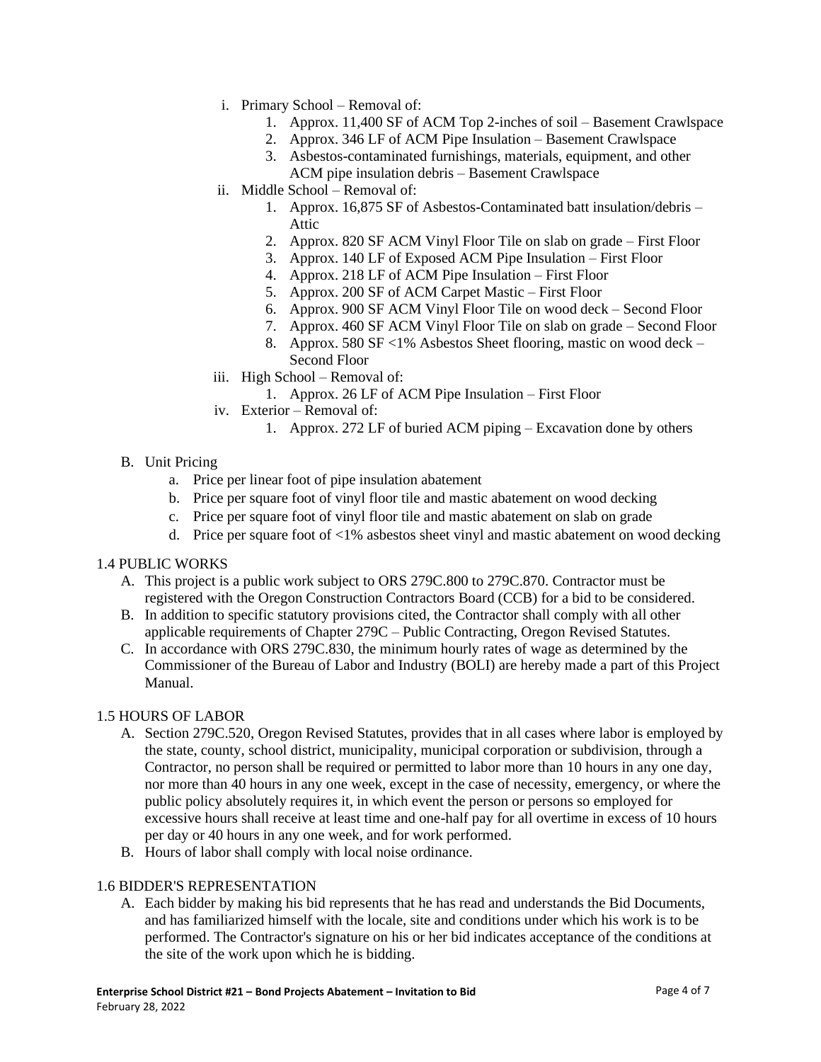i. Primary School – Removal of:
   1. Approx. 11,400 SF of ACM Top 2-inches of soil – Basement Crawlspace
   2. Approx. 346 LF of ACM Pipe Insulation – Basement Crawlspace
   3. Asbestos-contaminated furnishings, materials, equipment, and other ACM pipe insulation debris – Basement Crawlspace

ii. Middle School – Removal of:
   1. Approx. 16,875 SF of Asbestos-Contaminated batt insulation/debris – Attic
   2. Approx. 820 SF ACM Vinyl Floor Tile on slab on grade – First Floor
   3. Approx. 140 LF of Exposed ACM Pipe Insulation – First Floor
   4. Approx. 218 LF of ACM Pipe Insulation – First Floor
   5. Approx. 200 SF of ACM Carpet Mastic – First Floor
   6. Approx. 900 SF ACM Vinyl Floor Tile on wood deck – Second Floor
   7. Approx. 460 SF ACM Vinyl Floor Tile on slab on grade – Second Floor
   8. Approx. 580 SF <1% Asbestos Sheet flooring, mastic on wood deck – Second Floor

iii. High School – Removal of:
   1. Approx. 26 LF of ACM Pipe Insulation – First Floor

iv. Exterior – Removal of:
   1. Approx. 272 LF of buried ACM piping – Excavation done by others

B. Unit Pricing
   a. Price per linear foot of pipe insulation abatement
   b. Price per square foot of vinyl floor tile and mastic abatement on wood decking
   c. Price per square foot of vinyl floor tile and mastic abatement on slab on grade
   d. Price per square foot of <1% asbestos sheet vinyl and mastic abatement on wood decking

## 1.4 PUBLIC WORKS

A. This project is a public work subject to ORS 279C.800 to 279C.870. Contractor must be registered with the Oregon Construction Contractors Board (CCB) for a bid to be considered.

B. In addition to specific statutory provisions cited, the Contractor shall comply with all other applicable requirements of Chapter 279C – Public Contracting, Oregon Revised Statutes.

C. In accordance with ORS 279C.830, the minimum hourly rates of wage as determined by the Commissioner of the Bureau of Labor and Industry (BOLI) are hereby made a part of this Project Manual.

## 1.5 HOURS OF LABOR

A. Section 279C.520, Oregon Revised Statutes, provides that in all cases where labor is employed by the state, county, school district, municipality, municipal corporation or subdivision, through a Contractor, no person shall be required or permitted to labor more than 10 hours in any one day, nor more than 40 hours in any one week, except in the case of necessity, emergency, or where the public policy absolutely requires it, in which event the person or persons so employed for excessive hours shall receive at least time and one-half pay for all overtime in excess of 10 hours per day or 40 hours in any one week, and for work performed.

B. Hours of labor shall comply with local noise ordinance.

## 1.6 BIDDER'S REPRESENTATION

A. Each bidder by making his bid represents that he has read and understands the Bid Documents, and has familiarized himself with the locale, site and conditions under which his work is to be performed. The Contractor's signature on his or her bid indicates acceptance of the conditions at the site of the work upon which he is bidding.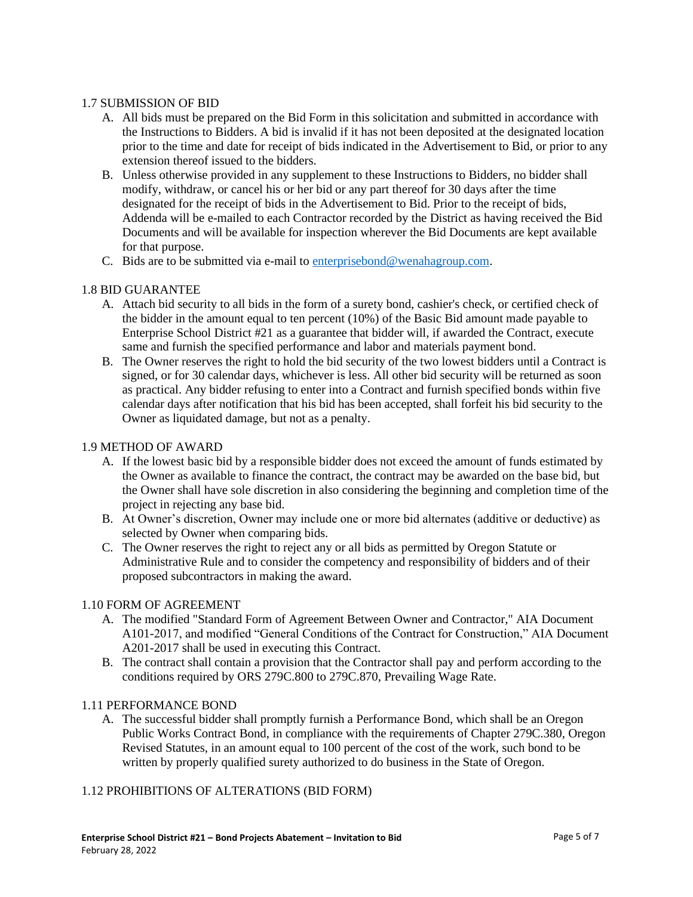## 1.7 SUBMISSION OF BID

A. All bids must be prepared on the Bid Form in this solicitation and submitted in accordance with the Instructions to Bidders. A bid is invalid if it has not been deposited at the designated location prior to the time and date for receipt of bids indicated in the Advertisement to Bid, or prior to any extension thereof issued to the bidders.

B. Unless otherwise provided in any supplement to these Instructions to Bidders, no bidder shall modify, withdraw, or cancel his or her bid or any part thereof for 30 days after the time designated for the receipt of bids in the Advertisement to Bid. Prior to the receipt of bids, Addenda will be e-mailed to each Contractor recorded by the District as having received the Bid Documents and will be available for inspection wherever the Bid Documents are kept available for that purpose.

C. Bids are to be submitted via e-mail to enterprisebond@wenahagroup.com.

## 1.8 BID GUARANTEE

A. Attach bid security to all bids in the form of a surety bond, cashier's check, or certified check of the bidder in the amount equal to ten percent (10%) of the Basic Bid amount made payable to Enterprise School District #21 as a guarantee that bidder will, if awarded the Contract, execute same and furnish the specified performance and labor and materials payment bond.

B. The Owner reserves the right to hold the bid security of the two lowest bidders until a Contract is signed, or for 30 calendar days, whichever is less. All other bid security will be returned as soon as practical. Any bidder refusing to enter into a Contract and furnish specified bonds within five calendar days after notification that his bid has been accepted, shall forfeit his bid security to the Owner as liquidated damage, but not as a penalty.

## 1.9 METHOD OF AWARD

A. If the lowest basic bid by a responsible bidder does not exceed the amount of funds estimated by the Owner as available to finance the contract, the contract may be awarded on the base bid, but the Owner shall have sole discretion in also considering the beginning and completion time of the project in rejecting any base bid.

B. At Owner's discretion, Owner may include one or more bid alternates (additive or deductive) as selected by Owner when comparing bids.

C. The Owner reserves the right to reject any or all bids as permitted by Oregon Statute or Administrative Rule and to consider the competency and responsibility of bidders and of their proposed subcontractors in making the award.

## 1.10 FORM OF AGREEMENT

A. The modified "Standard Form of Agreement Between Owner and Contractor," AIA Document A101-2017, and modified "General Conditions of the Contract for Construction," AIA Document A201-2017 shall be used in executing this Contract.

B. The contract shall contain a provision that the Contractor shall pay and perform according to the conditions required by ORS 279C.800 to 279C.870, Prevailing Wage Rate.

## 1.11 PERFORMANCE BOND

A. The successful bidder shall promptly furnish a Performance Bond, which shall be an Oregon Public Works Contract Bond, in compliance with the requirements of Chapter 279C.380, Oregon Revised Statutes, in an amount equal to 100 percent of the cost of the work, such bond to be written by properly qualified surety authorized to do business in the State of Oregon.

## 1.12 PROHIBITIONS OF ALTERATIONS (BID FORM)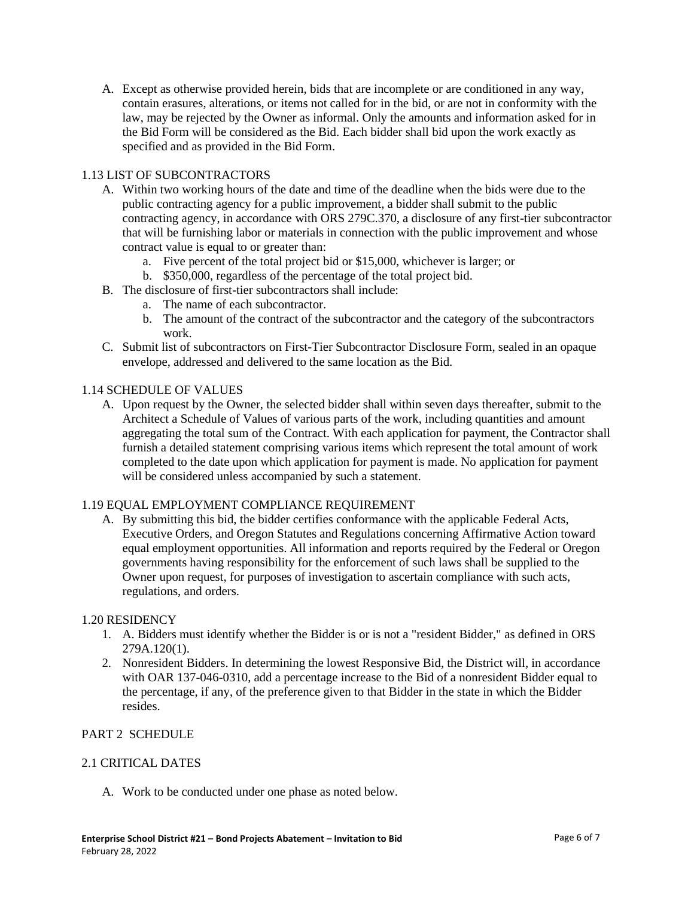A. Except as otherwise provided herein, bids that are incomplete or are conditioned in any way, contain erasures, alterations, or items not called for in the bid, or are not in conformity with the law, may be rejected by the Owner as informal. Only the amounts and information asked for in the Bid Form will be considered as the Bid. Each bidder shall bid upon the work exactly as specified and as provided in the Bid Form.

## 1.13 LIST OF SUBCONTRACTORS

A. Within two working hours of the date and time of the deadline when the bids were due to the public contracting agency for a public improvement, a bidder shall submit to the public contracting agency, in accordance with ORS 279C.370, a disclosure of any first-tier subcontractor that will be furnishing labor or materials in connection with the public improvement and whose contract value is equal to or greater than:
   a. Five percent of the total project bid or $15,000, whichever is larger; or
   b. $350,000, regardless of the percentage of the total project bid.

B. The disclosure of first-tier subcontractors shall include:
   a. The name of each subcontractor.
   b. The amount of the contract of the subcontractor and the category of the subcontractors work.

C. Submit list of subcontractors on First-Tier Subcontractor Disclosure Form, sealed in an opaque envelope, addressed and delivered to the same location as the Bid.

## 1.14 SCHEDULE OF VALUES

A. Upon request by the Owner, the selected bidder shall within seven days thereafter, submit to the Architect a Schedule of Values of various parts of the work, including quantities and amount aggregating the total sum of the Contract. With each application for payment, the Contractor shall furnish a detailed statement comprising various items which represent the total amount of work completed to the date upon which application for payment is made. No application for payment will be considered unless accompanied by such a statement.

## 1.19 EQUAL EMPLOYMENT COMPLIANCE REQUIREMENT

A. By submitting this bid, the bidder certifies conformance with the applicable Federal Acts, Executive Orders, and Oregon Statutes and Regulations concerning Affirmative Action toward equal employment opportunities. All information and reports required by the Federal or Oregon governments having responsibility for the enforcement of such laws shall be supplied to the Owner upon request, for purposes of investigation to ascertain compliance with such acts, regulations, and orders.

## 1.20 RESIDENCY

1. A. Bidders must identify whether the Bidder is or is not a "resident Bidder," as defined in ORS 279A.120(1).
2. Nonresident Bidders. In determining the lowest Responsive Bid, the District will, in accordance with OAR 137-046-0310, add a percentage increase to the Bid of a nonresident Bidder equal to the percentage, if any, of the preference given to that Bidder in the state in which the Bidder resides.

# PART 2 SCHEDULE

## 2.1 CRITICAL DATES

A. Work to be conducted under one phase as noted below.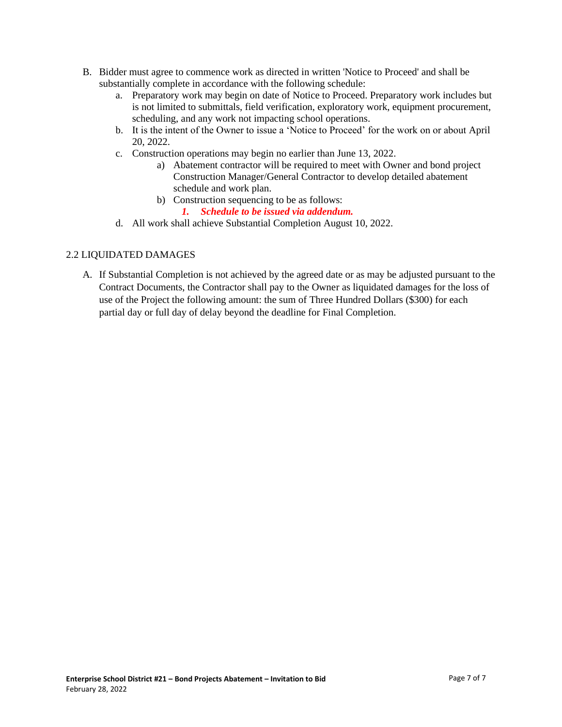B. Bidder must agree to commence work as directed in written 'Notice to Proceed' and shall be substantially complete in accordance with the following schedule:

   a. Preparatory work may begin on date of Notice to Proceed. Preparatory work includes but is not limited to submittals, field verification, exploratory work, equipment procurement, scheduling, and any work not impacting school operations.

   b. It is the intent of the Owner to issue a 'Notice to Proceed' for the work on or about April 20, 2022.

   c. Construction operations may begin no earlier than June 13, 2022.

      a) Abatement contractor will be required to meet with Owner and bond project Construction Manager/General Contractor to develop detailed abatement schedule and work plan.

      b) Construction sequencing to be as follows:

         ***1. Schedule to be issued via addendum.***

   d. All work shall achieve Substantial Completion August 10, 2022.

## 2.2 LIQUIDATED DAMAGES

A. If Substantial Completion is not achieved by the agreed date or as may be adjusted pursuant to the Contract Documents, the Contractor shall pay to the Owner as liquidated damages for the loss of use of the Project the following amount: the sum of Three Hundred Dollars ($300) for each partial day or full day of delay beyond the deadline for Final Completion.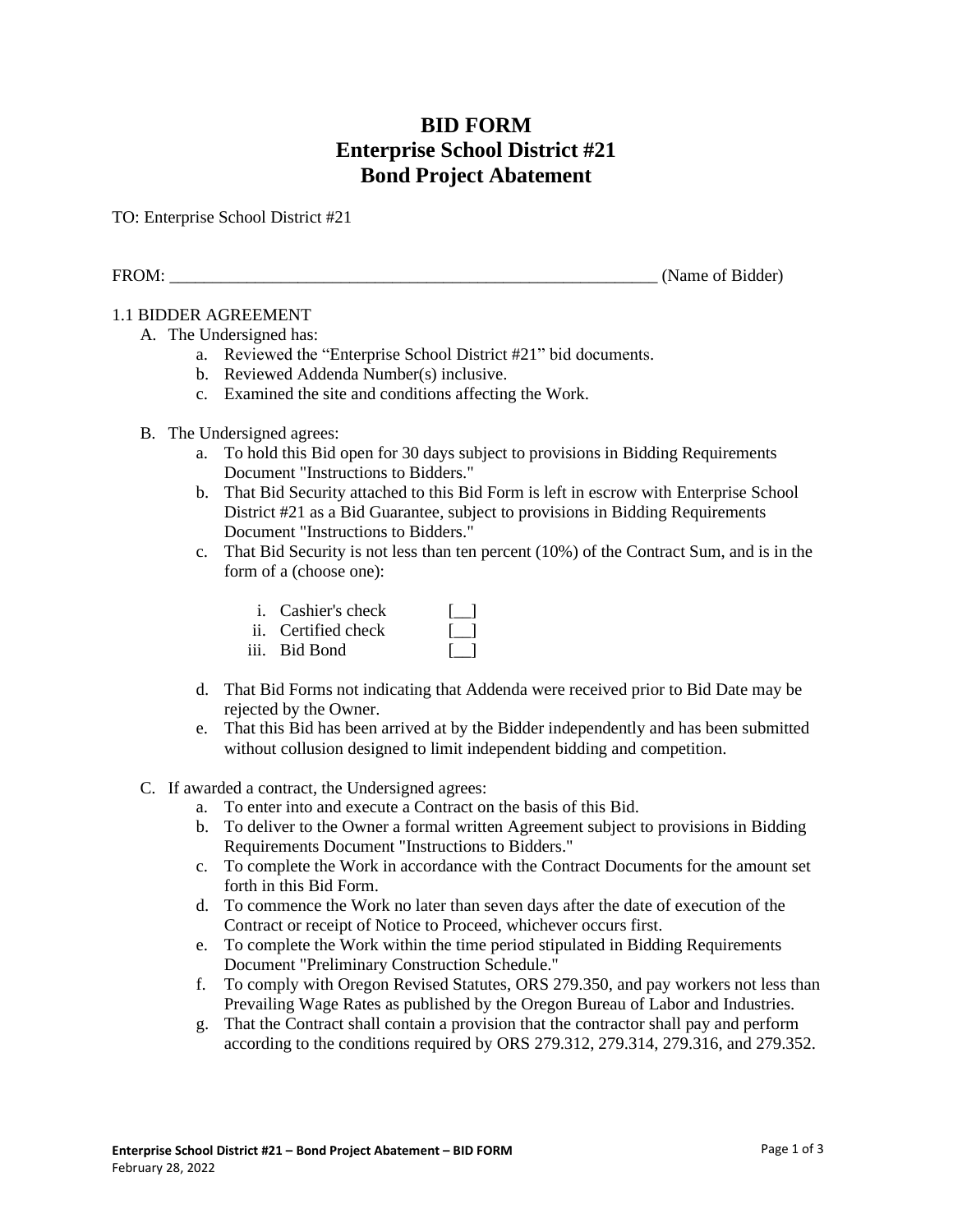# BID FORM
# Enterprise School District #21
# Bond Project Abatement

TO: Enterprise School District #21

FROM: ___________________________________________________________ (Name of Bidder)

1.1 BIDDER AGREEMENT

A. The Undersigned has:
   a. Reviewed the "Enterprise School District #21" bid documents.
   b. Reviewed Addenda Number(s) inclusive.
   c. Examined the site and conditions affecting the Work.

B. The Undersigned agrees:
   a. To hold this Bid open for 30 days subject to provisions in Bidding Requirements Document "Instructions to Bidders."
   b. That Bid Security attached to this Bid Form is left in escrow with Enterprise School District #21 as a Bid Guarantee, subject to provisions in Bidding Requirements Document "Instructions to Bidders."
   c. That Bid Security is not less than ten percent (10%) of the Contract Sum, and is in the form of a (choose one):

      i. Cashier's check [__]
      ii. Certified check [__]
      iii. Bid Bond [__]

   d. That Bid Forms not indicating that Addenda were received prior to Bid Date may be rejected by the Owner.
   e. That this Bid has been arrived at by the Bidder independently and has been submitted without collusion designed to limit independent bidding and competition.

C. If awarded a contract, the Undersigned agrees:
   a. To enter into and execute a Contract on the basis of this Bid.
   b. To deliver to the Owner a formal written Agreement subject to provisions in Bidding Requirements Document "Instructions to Bidders."
   c. To complete the Work in accordance with the Contract Documents for the amount set forth in this Bid Form.
   d. To commence the Work no later than seven days after the date of execution of the Contract or receipt of Notice to Proceed, whichever occurs first.
   e. To complete the Work within the time period stipulated in Bidding Requirements Document "Preliminary Construction Schedule."
   f. To comply with Oregon Revised Statutes, ORS 279.350, and pay workers not less than Prevailing Wage Rates as published by the Oregon Bureau of Labor and Industries.
   g. That the Contract shall contain a provision that the contractor shall pay and perform according to the conditions required by ORS 279.312, 279.314, 279.316, and 279.352.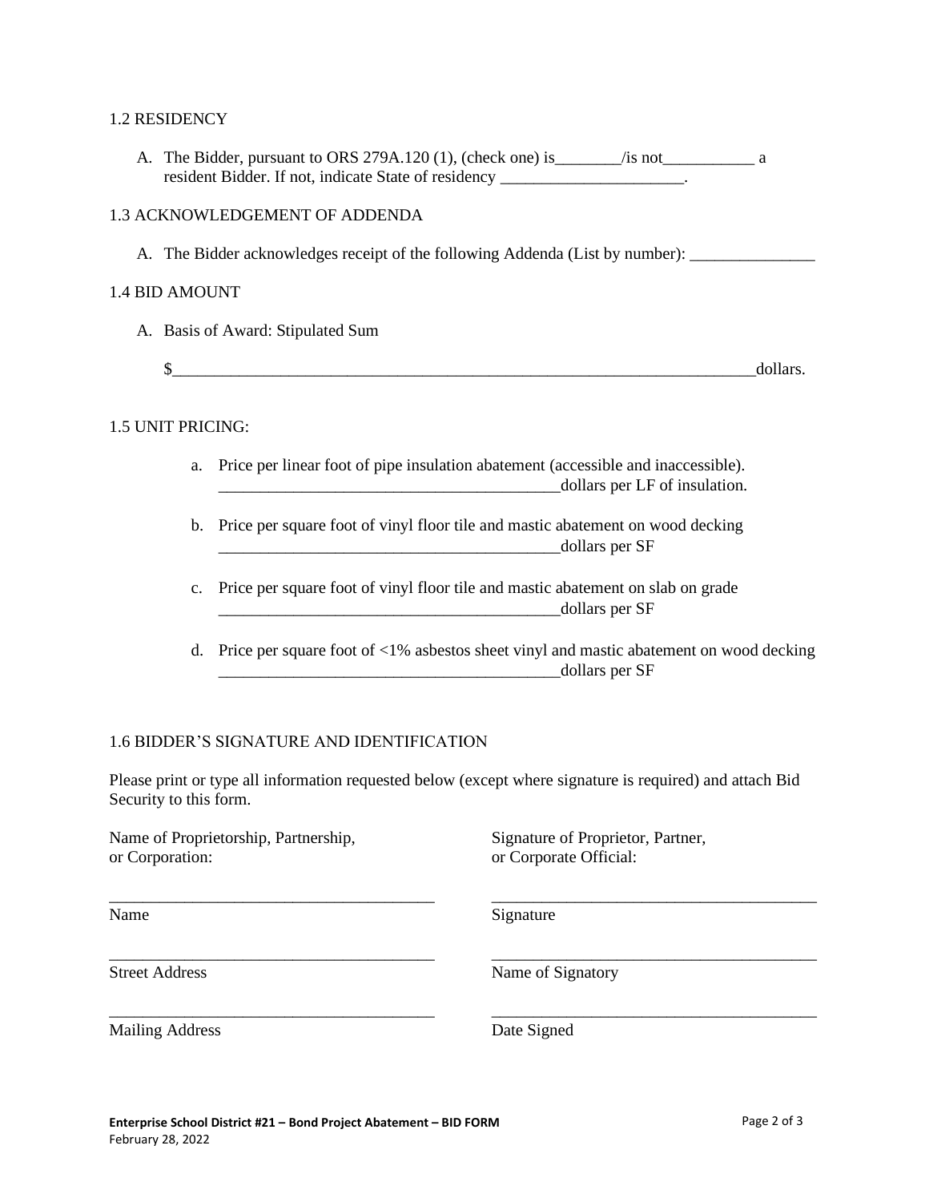## 1.2 RESIDENCY

A. The Bidder, pursuant to ORS 279A.120 (1), (check one) is________/is not___________ a resident Bidder. If not, indicate State of residency ______________________.

## 1.3 ACKNOWLEDGEMENT OF ADDENDA

A. The Bidder acknowledges receipt of the following Addenda (List by number): _______________

## 1.4 BID AMOUNT

A. Basis of Award: Stipulated Sum

$________________________________________________________________________dollars.

## 1.5 UNIT PRICING:

a. Price per linear foot of pipe insulation abatement (accessible and inaccessible). __________________________________________dollars per LF of insulation.

b. Price per square foot of vinyl floor tile and mastic abatement on wood decking __________________________________________dollars per SF

c. Price per square foot of vinyl floor tile and mastic abatement on slab on grade __________________________________________dollars per SF

d. Price per square foot of <1% asbestos sheet vinyl and mastic abatement on wood decking __________________________________________dollars per SF

## 1.6 BIDDER'S SIGNATURE AND IDENTIFICATION

Please print or type all information requested below (except where signature is required) and attach Bid Security to this form.

| Name of Proprietorship, Partnership, or Corporation: | Signature of Proprietor, Partner, or Corporate Official: |
| --- | --- |
| ________________________________________ | ________________________________________ |
| Name | Signature |
| ________________________________________ | ________________________________________ |
| Street Address | Name of Signatory |
| ________________________________________ | ________________________________________ |
| Mailing Address | Date Signed |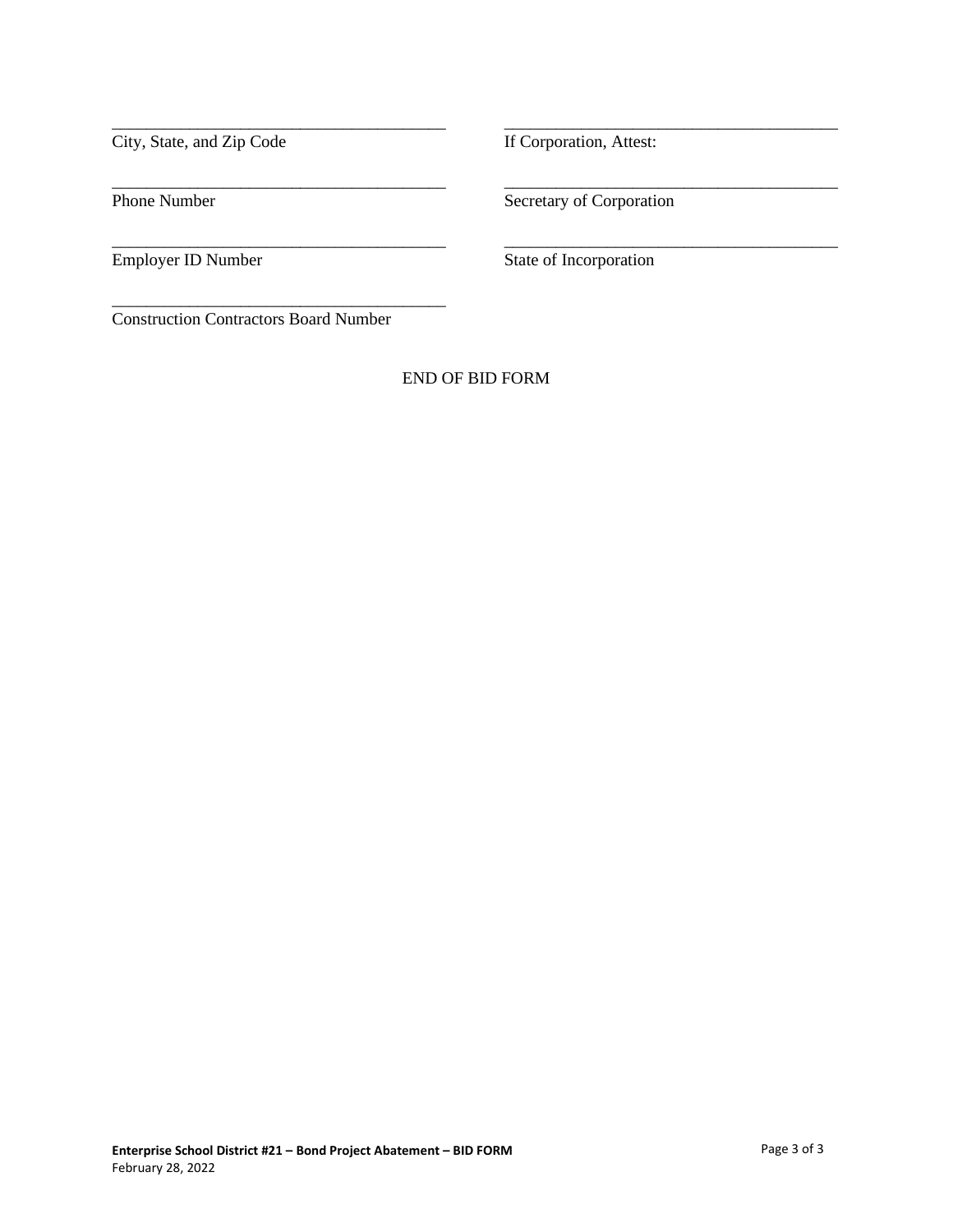\_\_\_\_\_\_\_\_\_\_\_\_\_\_\_\_\_\_\_\_\_\_\_\_\_\_\_\_\_\_\_\_\_\_\_\_\_\_\_

City, State, and Zip Code

\_\_\_\_\_\_\_\_\_\_\_\_\_\_\_\_\_\_\_\_\_\_\_\_\_\_\_\_\_\_\_\_\_\_\_\_\_\_\_

Phone Number

\_\_\_\_\_\_\_\_\_\_\_\_\_\_\_\_\_\_\_\_\_\_\_\_\_\_\_\_\_\_\_\_\_\_\_\_\_\_\_

Employer ID Number

\_\_\_\_\_\_\_\_\_\_\_\_\_\_\_\_\_\_\_\_\_\_\_\_\_\_\_\_\_\_\_\_\_\_\_\_\_\_\_

Construction Contractors Board Number

\_\_\_\_\_\_\_\_\_\_\_\_\_\_\_\_\_\_\_\_\_\_\_\_\_\_\_\_\_\_\_\_\_\_\_\_\_\_\_

If Corporation, Attest:

\_\_\_\_\_\_\_\_\_\_\_\_\_\_\_\_\_\_\_\_\_\_\_\_\_\_\_\_\_\_\_\_\_\_\_\_\_\_\_

Secretary of Corporation

\_\_\_\_\_\_\_\_\_\_\_\_\_\_\_\_\_\_\_\_\_\_\_\_\_\_\_\_\_\_\_\_\_\_\_\_\_\_\_

State of Incorporation

END OF BID FORM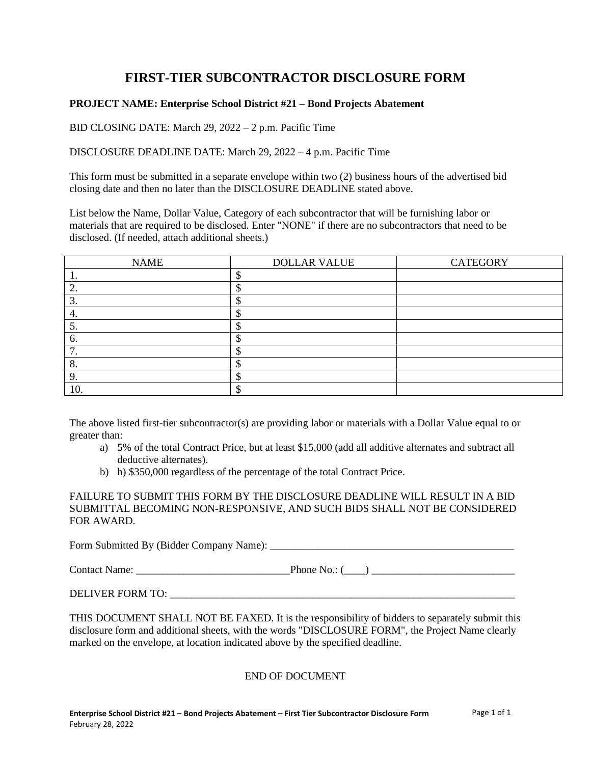# FIRST-TIER SUBCONTRACTOR DISCLOSURE FORM

**PROJECT NAME: Enterprise School District #21 – Bond Projects Abatement**

BID CLOSING DATE: March 29, 2022 – 2 p.m. Pacific Time

DISCLOSURE DEADLINE DATE: March 29, 2022 – 4 p.m. Pacific Time

This form must be submitted in a separate envelope within two (2) business hours of the advertised bid closing date and then no later than the DISCLOSURE DEADLINE stated above.

List below the Name, Dollar Value, Category of each subcontractor that will be furnishing labor or materials that are required to be disclosed. Enter "NONE" if there are no subcontractors that need to be disclosed. (If needed, attach additional sheets.)

| NAME | DOLLAR VALUE | CATEGORY |
|---|---|---|
| 1. | $ | |
| 2. | $ | |
| 3. | $ | |
| 4. | $ | |
| 5. | $ | |
| 6. | $ | |
| 7. | $ | |
| 8. | $ | |
| 9. | $ | |
| 10. | $ | |

The above listed first-tier subcontractor(s) are providing labor or materials with a Dollar Value equal to or greater than:

a) 5% of the total Contract Price, but at least $15,000 (add all additive alternates and subtract all deductive alternates).
b) b) $350,000 regardless of the percentage of the total Contract Price.

FAILURE TO SUBMIT THIS FORM BY THE DISCLOSURE DEADLINE WILL RESULT IN A BID SUBMITTAL BECOMING NON-RESPONSIVE, AND SUCH BIDS SHALL NOT BE CONSIDERED FOR AWARD.

Form Submitted By (Bidder Company Name): _______________________________________________

Contact Name: _____________________________Phone No.: (____) ___________________________

DELIVER FORM TO: ____________________________________________________________________

THIS DOCUMENT SHALL NOT BE FAXED. It is the responsibility of bidders to separately submit this disclosure form and additional sheets, with the words "DISCLOSURE FORM", the Project Name clearly marked on the envelope, at location indicated above by the specified deadline.

END OF DOCUMENT